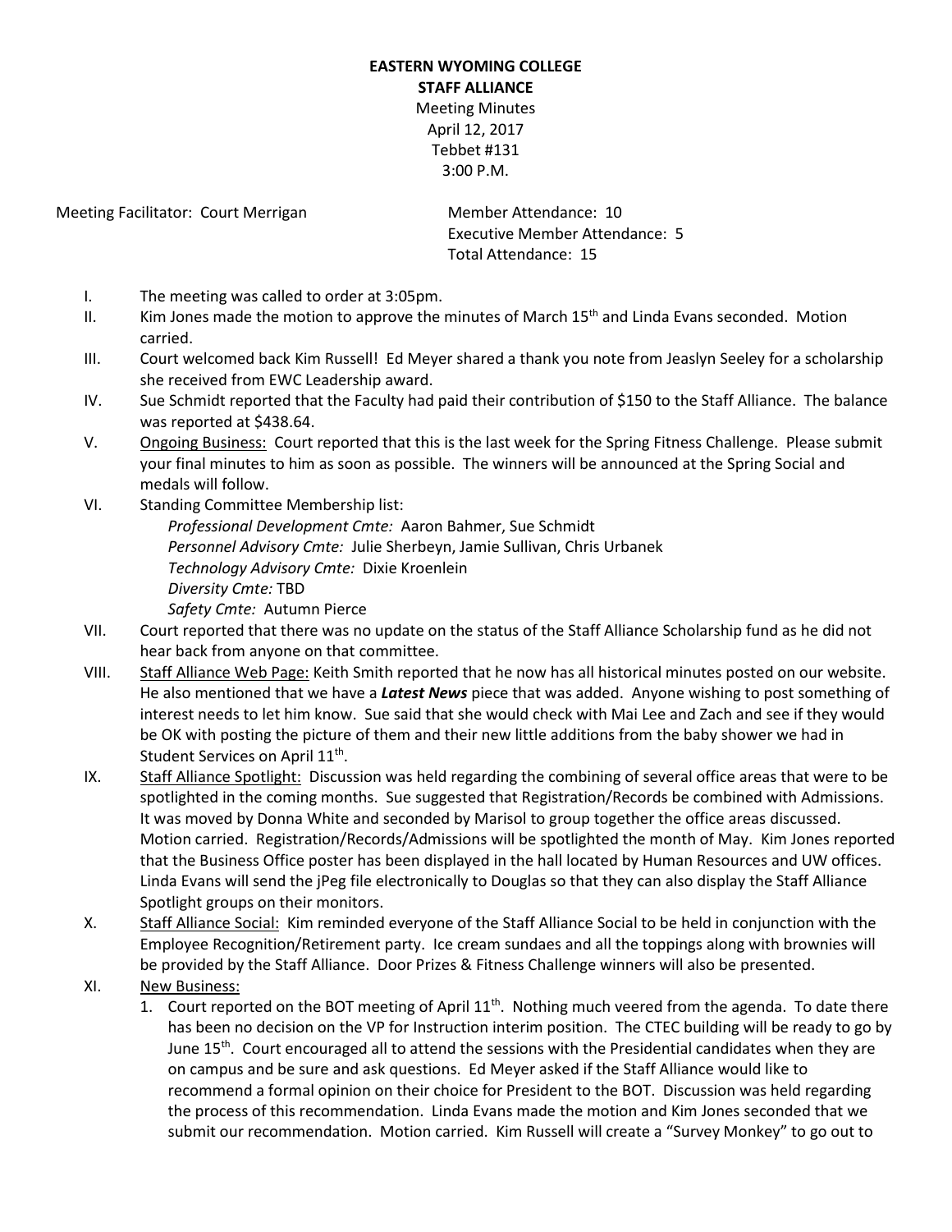**EASTERN WYOMING COLLEGE**
**STAFF ALLIANCE**
Meeting Minutes
April 12, 2017
Tebbet #131
3:00 P.M.

Meeting Facilitator: Court Merrigan

Member Attendance: 10
Executive Member Attendance: 5
Total Attendance: 15

I. The meeting was called to order at 3:05pm.

II. Kim Jones made the motion to approve the minutes of March 15th and Linda Evans seconded. Motion carried.

III. Court welcomed back Kim Russell! Ed Meyer shared a thank you note from Jeaslyn Seeley for a scholarship she received from EWC Leadership award.

IV. Sue Schmidt reported that the Faculty had paid their contribution of $150 to the Staff Alliance. The balance was reported at $438.64.

V. Ongoing Business: Court reported that this is the last week for the Spring Fitness Challenge. Please submit your final minutes to him as soon as possible. The winners will be announced at the Spring Social and medals will follow.

VI. Standing Committee Membership list:
   - *Professional Development Cmte:* Aaron Bahmer, Sue Schmidt
   - *Personnel Advisory Cmte:* Julie Sherbeyn, Jamie Sullivan, Chris Urbanek
   - *Technology Advisory Cmte:* Dixie Kroenlein
   - *Diversity Cmte:* TBD
   - *Safety Cmte:* Autumn Pierce

VII. Court reported that there was no update on the status of the Staff Alliance Scholarship fund as he did not hear back from anyone on that committee.

VIII. Staff Alliance Web Page: Keith Smith reported that he now has all historical minutes posted on our website. He also mentioned that we have a ***Latest News*** piece that was added. Anyone wishing to post something of interest needs to let him know. Sue said that she would check with Mai Lee and Zach and see if they would be OK with posting the picture of them and their new little additions from the baby shower we had in Student Services on April 11th.

IX. Staff Alliance Spotlight: Discussion was held regarding the combining of several office areas that were to be spotlighted in the coming months. Sue suggested that Registration/Records be combined with Admissions. It was moved by Donna White and seconded by Marisol to group together the office areas discussed. Motion carried. Registration/Records/Admissions will be spotlighted the month of May. Kim Jones reported that the Business Office poster has been displayed in the hall located by Human Resources and UW offices. Linda Evans will send the jPeg file electronically to Douglas so that they can also display the Staff Alliance Spotlight groups on their monitors.

X. Staff Alliance Social: Kim reminded everyone of the Staff Alliance Social to be held in conjunction with the Employee Recognition/Retirement party. Ice cream sundaes and all the toppings along with brownies will be provided by the Staff Alliance. Door Prizes & Fitness Challenge winners will also be presented.

XI. New Business:
   1. Court reported on the BOT meeting of April 11th. Nothing much veered from the agenda. To date there has been no decision on the VP for Instruction interim position. The CTEC building will be ready to go by June 15th. Court encouraged all to attend the sessions with the Presidential candidates when they are on campus and be sure and ask questions. Ed Meyer asked if the Staff Alliance would like to recommend a formal opinion on their choice for President to the BOT. Discussion was held regarding the process of this recommendation. Linda Evans made the motion and Kim Jones seconded that we submit our recommendation. Motion carried. Kim Russell will create a "Survey Monkey" to go out to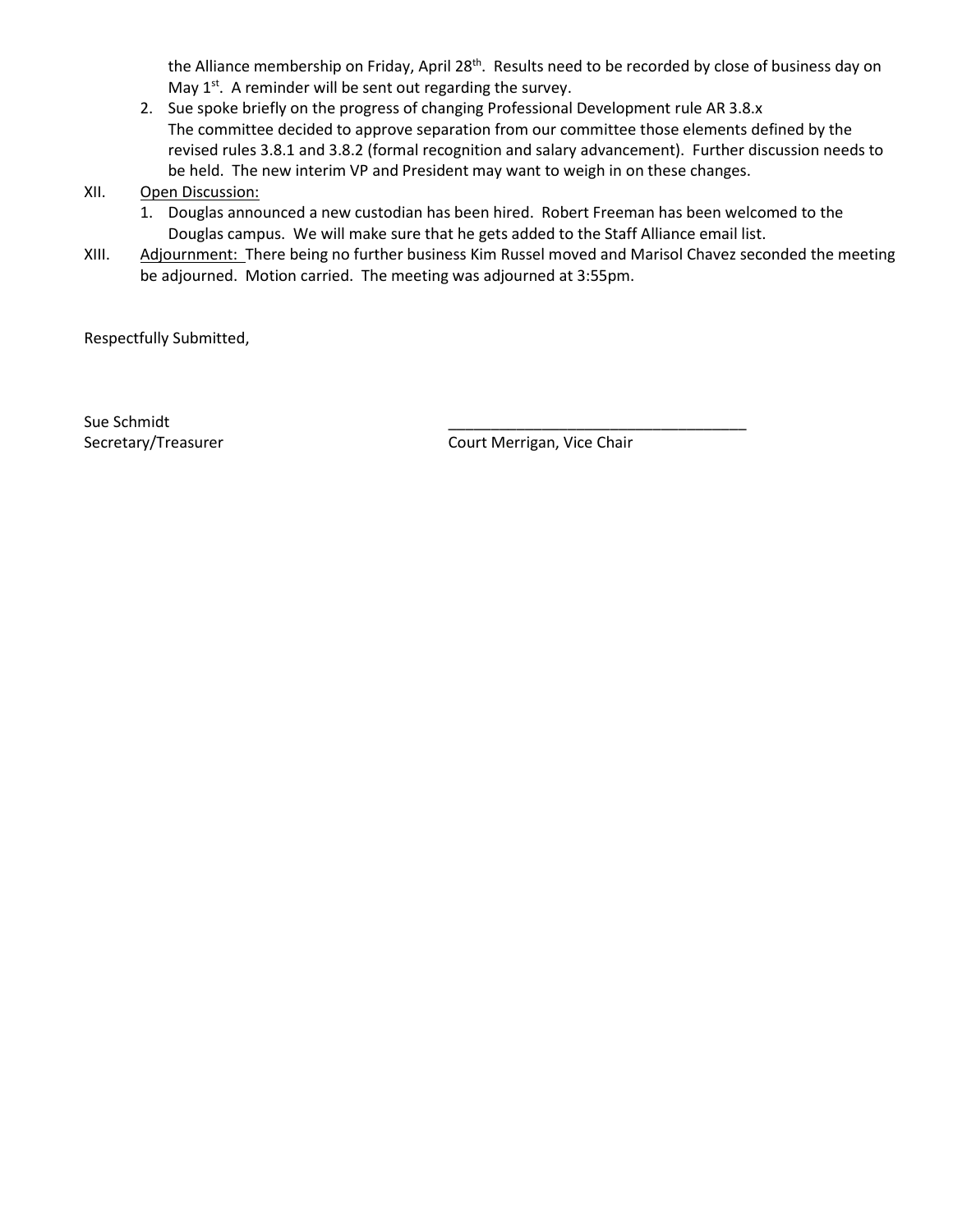the Alliance membership on Friday, April 28th. Results need to be recorded by close of business day on May 1st. A reminder will be sent out regarding the survey.

2. Sue spoke briefly on the progress of changing Professional Development rule AR 3.8.x
   The committee decided to approve separation from our committee those elements defined by the revised rules 3.8.1 and 3.8.2 (formal recognition and salary advancement). Further discussion needs to be held. The new interim VP and President may want to weigh in on these changes.

XII. Open Discussion:

1. Douglas announced a new custodian has been hired. Robert Freeman has been welcomed to the Douglas campus. We will make sure that he gets added to the Staff Alliance email list.

XIII. Adjournment: There being no further business Kim Russel moved and Marisol Chavez seconded the meeting be adjourned. Motion carried. The meeting was adjourned at 3:55pm.

Respectfully Submitted,

Sue Schmidt
Secretary/Treasurer

\_\_\_\_\_\_\_\_\_\_\_\_\_\_\_\_\_\_\_\_\_\_\_\_\_\_\_\_\_\_\_\_\_\_\_\_
Court Merrigan, Vice Chair